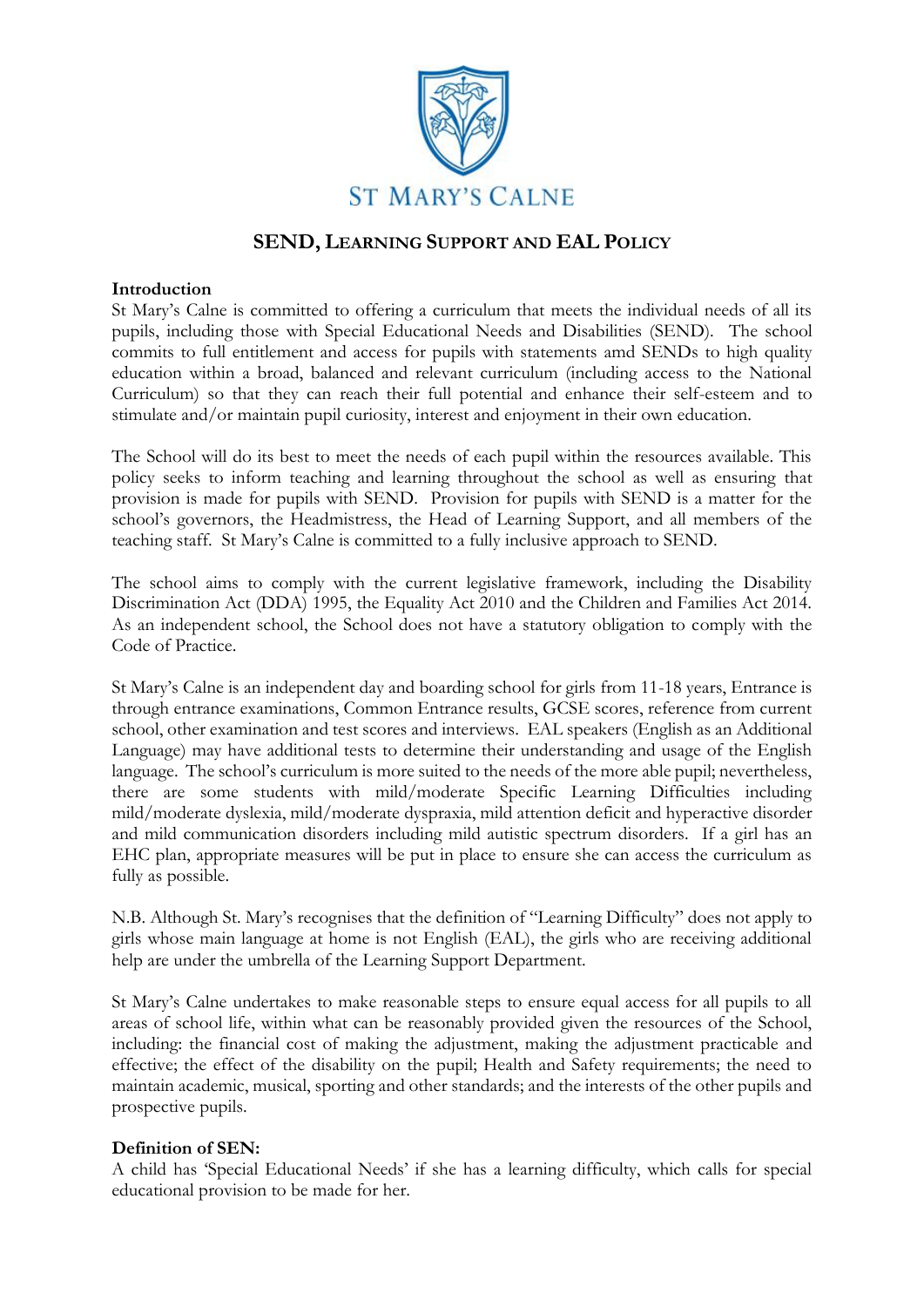ST MARY'S CALNE

# SEND, Learning Support and EAL Policy

**Introduction**

St Mary's Calne is committed to offering a curriculum that meets the individual needs of all its pupils, including those with Special Educational Needs and Disabilities (SEND). The school commits to full entitlement and access for pupils with statements amd SENDs to high quality education within a broad, balanced and relevant curriculum (including access to the National Curriculum) so that they can reach their full potential and enhance their self-esteem and to stimulate and/or maintain pupil curiosity, interest and enjoyment in their own education.

The School will do its best to meet the needs of each pupil within the resources available. This policy seeks to inform teaching and learning throughout the school as well as ensuring that provision is made for pupils with SEND. Provision for pupils with SEND is a matter for the school's governors, the Headmistress, the Head of Learning Support, and all members of the teaching staff. St Mary's Calne is committed to a fully inclusive approach to SEND.

The school aims to comply with the current legislative framework, including the Disability Discrimination Act (DDA) 1995, the Equality Act 2010 and the Children and Families Act 2014. As an independent school, the School does not have a statutory obligation to comply with the Code of Practice.

St Mary's Calne is an independent day and boarding school for girls from 11-18 years, Entrance is through entrance examinations, Common Entrance results, GCSE scores, reference from current school, other examination and test scores and interviews. EAL speakers (English as an Additional Language) may have additional tests to determine their understanding and usage of the English language. The school's curriculum is more suited to the needs of the more able pupil; nevertheless, there are some students with mild/moderate Specific Learning Difficulties including mild/moderate dyslexia, mild/moderate dyspraxia, mild attention deficit and hyperactive disorder and mild communication disorders including mild autistic spectrum disorders. If a girl has an EHC plan, appropriate measures will be put in place to ensure she can access the curriculum as fully as possible.

N.B. Although St. Mary's recognises that the definition of "Learning Difficulty" does not apply to girls whose main language at home is not English (EAL), the girls who are receiving additional help are under the umbrella of the Learning Support Department.

St Mary's Calne undertakes to make reasonable steps to ensure equal access for all pupils to all areas of school life, within what can be reasonably provided given the resources of the School, including: the financial cost of making the adjustment, making the adjustment practicable and effective; the effect of the disability on the pupil; Health and Safety requirements; the need to maintain academic, musical, sporting and other standards; and the interests of the other pupils and prospective pupils.

**Definition of SEN:**

A child has 'Special Educational Needs' if she has a learning difficulty, which calls for special educational provision to be made for her.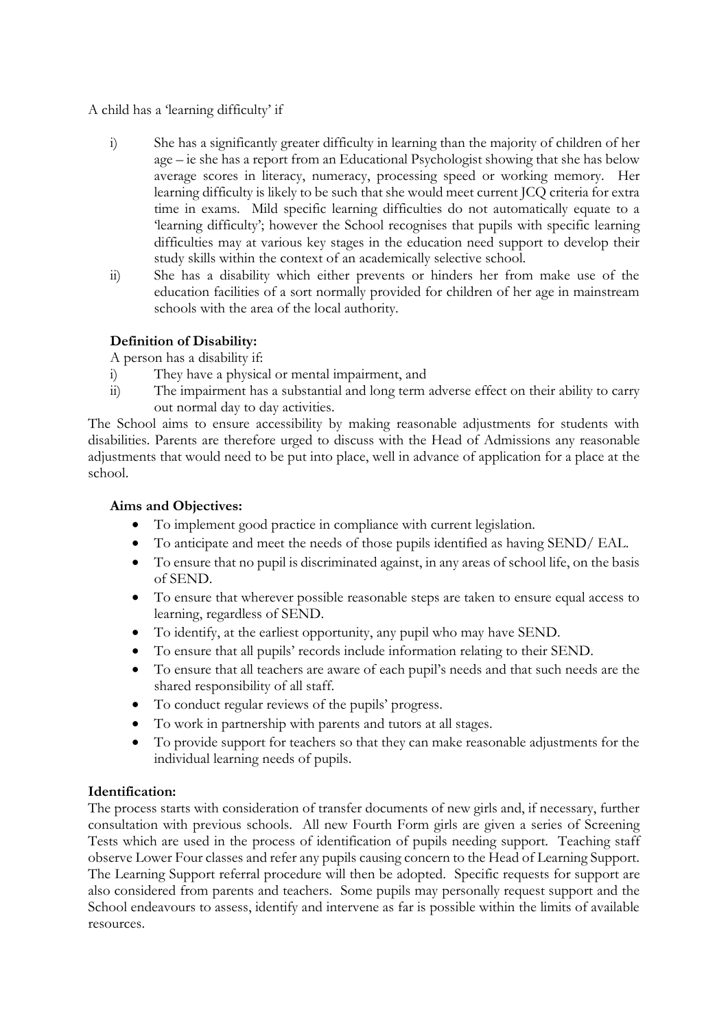A child has a 'learning difficulty' if

i) She has a significantly greater difficulty in learning than the majority of children of her age – ie she has a report from an Educational Psychologist showing that she has below average scores in literacy, numeracy, processing speed or working memory. Her learning difficulty is likely to be such that she would meet current JCQ criteria for extra time in exams. Mild specific learning difficulties do not automatically equate to a 'learning difficulty'; however the School recognises that pupils with specific learning difficulties may at various key stages in the education need support to develop their study skills within the context of an academically selective school.

ii) She has a disability which either prevents or hinders her from make use of the education facilities of a sort normally provided for children of her age in mainstream schools with the area of the local authority.

**Definition of Disability:**

A person has a disability if:

i) They have a physical or mental impairment, and

ii) The impairment has a substantial and long term adverse effect on their ability to carry out normal day to day activities.

The School aims to ensure accessibility by making reasonable adjustments for students with disabilities. Parents are therefore urged to discuss with the Head of Admissions any reasonable adjustments that would need to be put into place, well in advance of application for a place at the school.

**Aims and Objectives:**

- To implement good practice in compliance with current legislation.
- To anticipate and meet the needs of those pupils identified as having SEND/ EAL.
- To ensure that no pupil is discriminated against, in any areas of school life, on the basis of SEND.
- To ensure that wherever possible reasonable steps are taken to ensure equal access to learning, regardless of SEND.
- To identify, at the earliest opportunity, any pupil who may have SEND.
- To ensure that all pupils' records include information relating to their SEND.
- To ensure that all teachers are aware of each pupil's needs and that such needs are the shared responsibility of all staff.
- To conduct regular reviews of the pupils' progress.
- To work in partnership with parents and tutors at all stages.
- To provide support for teachers so that they can make reasonable adjustments for the individual learning needs of pupils.

**Identification:**

The process starts with consideration of transfer documents of new girls and, if necessary, further consultation with previous schools. All new Fourth Form girls are given a series of Screening Tests which are used in the process of identification of pupils needing support. Teaching staff observe Lower Four classes and refer any pupils causing concern to the Head of Learning Support. The Learning Support referral procedure will then be adopted. Specific requests for support are also considered from parents and teachers. Some pupils may personally request support and the School endeavours to assess, identify and intervene as far is possible within the limits of available resources.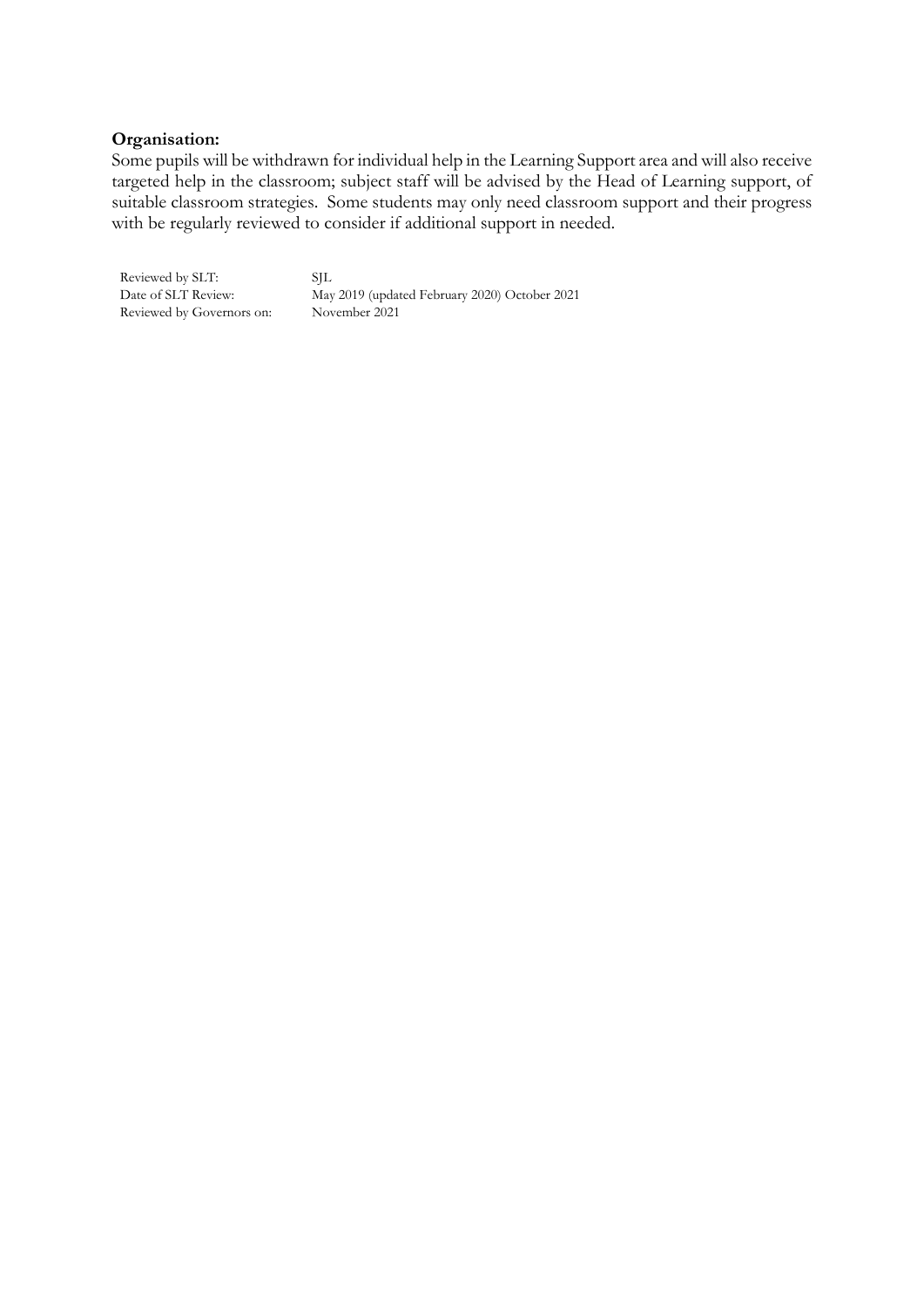**Organisation:**

Some pupils will be withdrawn for individual help in the Learning Support area and will also receive targeted help in the classroom; subject staff will be advised by the Head of Learning support, of suitable classroom strategies. Some students may only need classroom support and their progress with be regularly reviewed to consider if additional support in needed.

| | |
|---|---|
| Reviewed by SLT: | SJL |
| Date of SLT Review: | May 2019 (updated February 2020) October 2021 |
| Reviewed by Governors on: | November 2021 |